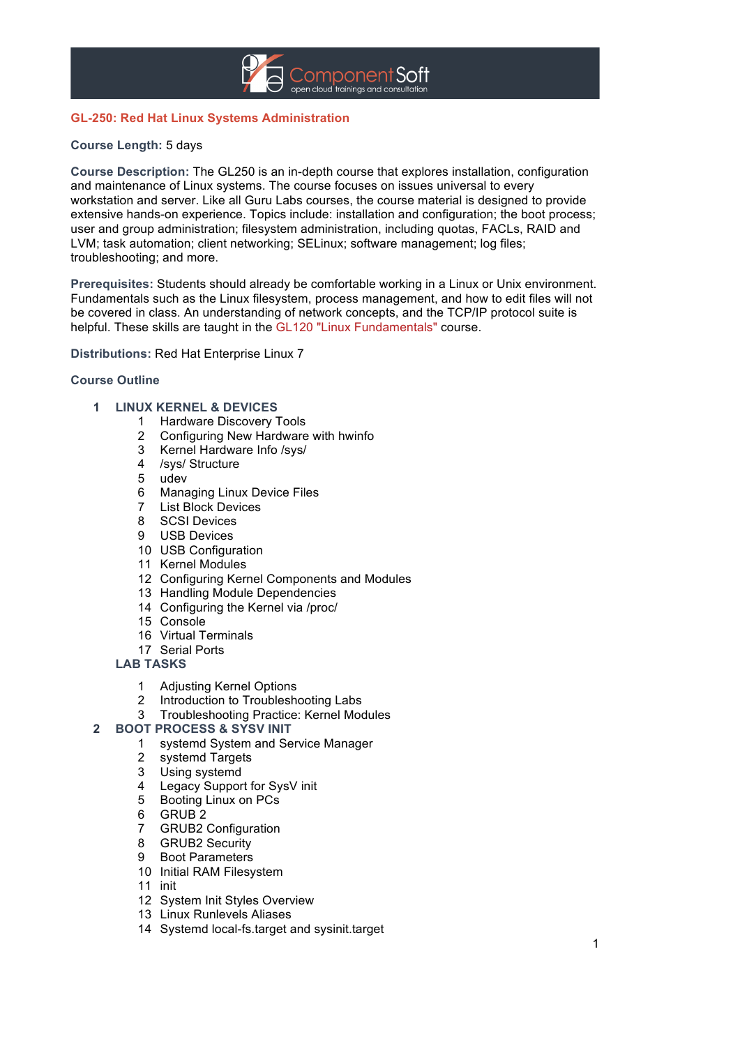## GL-250: Red Hat Linux Systems Administration

**Course Length:** 5 days

**Course Description:** The GL250 is an in-depth course that explores installation, configuration and maintenance of Linux systems. The course focuses on issues universal to every workstation and server. Like all Guru Labs courses, the course material is designed to provide extensive hands-on experience. Topics include: installation and configuration; the boot process; user and group administration; filesystem administration, including quotas, FACLs, RAID and LVM; task automation; client networking; SELinux; software management; log files; troubleshooting; and more.

**Prerequisites:** Students should already be comfortable working in a Linux or Unix environment. Fundamentals such as the Linux filesystem, process management, and how to edit files will not be covered in class. An understanding of network concepts, and the TCP/IP protocol suite is helpful. These skills are taught in the GL120 "Linux Fundamentals" course.

**Distributions:** Red Hat Enterprise Linux 7

### Course Outline

1. **LINUX KERNEL & DEVICES**
   1. Hardware Discovery Tools
   2. Configuring New Hardware with hwinfo
   3. Kernel Hardware Info /sys/
   4. /sys/ Structure
   5. udev
   6. Managing Linux Device Files
   7. List Block Devices
   8. SCSI Devices
   9. USB Devices
   10. USB Configuration
   11. Kernel Modules
   12. Configuring Kernel Components and Modules
   13. Handling Module Dependencies
   14. Configuring the Kernel via /proc/
   15. Console
   16. Virtual Terminals
   17. Serial Ports

   **LAB TASKS**
   1. Adjusting Kernel Options
   2. Introduction to Troubleshooting Labs
   3. Troubleshooting Practice: Kernel Modules
2. **BOOT PROCESS & SYSV INIT**
   1. systemd System and Service Manager
   2. systemd Targets
   3. Using systemd
   4. Legacy Support for SysV init
   5. Booting Linux on PCs
   6. GRUB 2
   7. GRUB2 Configuration
   8. GRUB2 Security
   9. Boot Parameters
   10. Initial RAM Filesystem
   11. init
   12. System Init Styles Overview
   13. Linux Runlevels Aliases
   14. Systemd local-fs.target and sysinit.target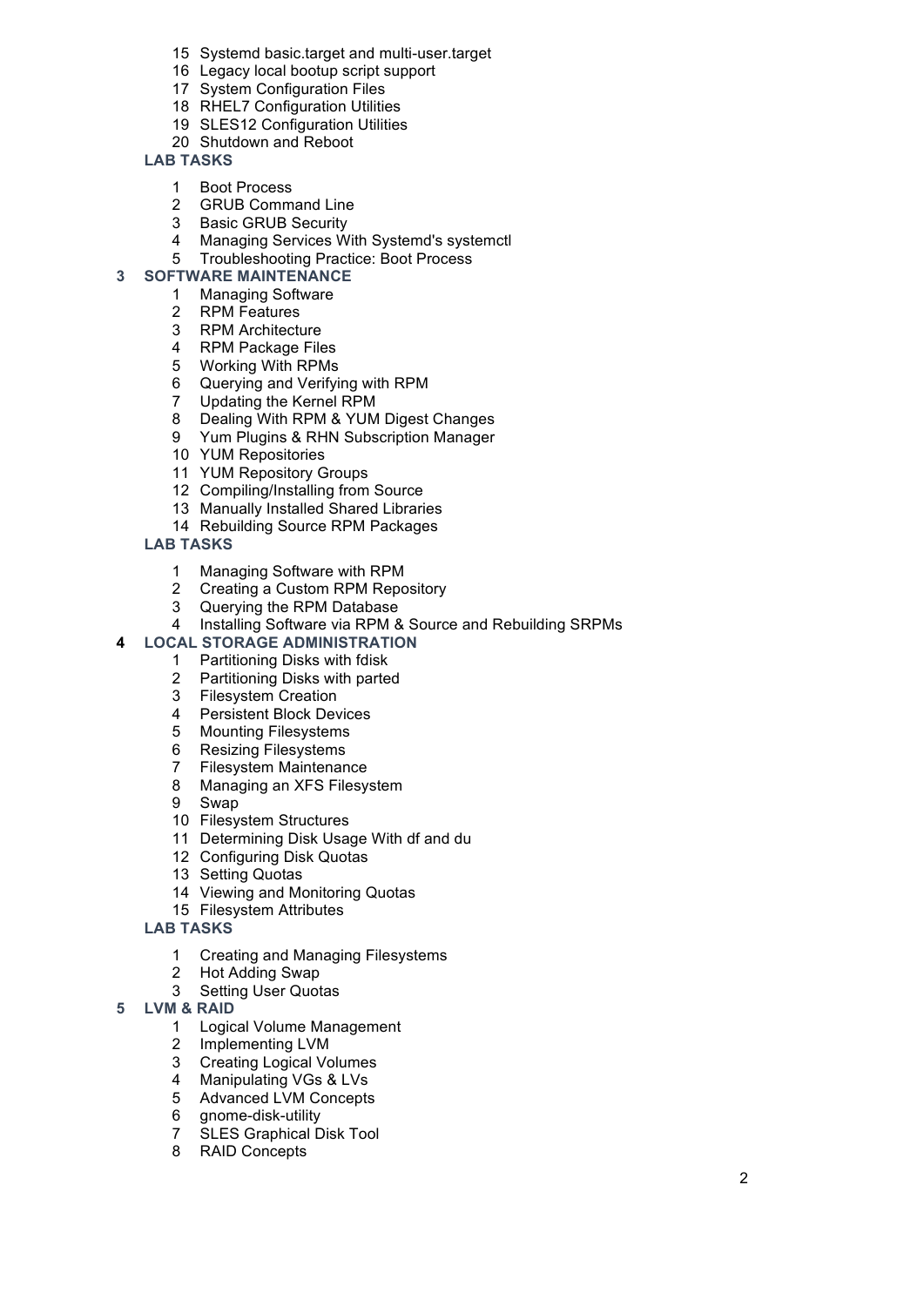15 Systemd basic.target and multi-user.target
16 Legacy local bootup script support
17 System Configuration Files
18 RHEL7 Configuration Utilities
19 SLES12 Configuration Utilities
20 Shutdown and Reboot

**LAB TASKS**

1 Boot Process
2 GRUB Command Line
3 Basic GRUB Security
4 Managing Services With Systemd's systemctl
5 Troubleshooting Practice: Boot Process

## 3 SOFTWARE MAINTENANCE

1 Managing Software
2 RPM Features
3 RPM Architecture
4 RPM Package Files
5 Working With RPMs
6 Querying and Verifying with RPM
7 Updating the Kernel RPM
8 Dealing With RPM & YUM Digest Changes
9 Yum Plugins & RHN Subscription Manager
10 YUM Repositories
11 YUM Repository Groups
12 Compiling/Installing from Source
13 Manually Installed Shared Libraries
14 Rebuilding Source RPM Packages

**LAB TASKS**

1 Managing Software with RPM
2 Creating a Custom RPM Repository
3 Querying the RPM Database
4 Installing Software via RPM & Source and Rebuilding SRPMs

## 4 LOCAL STORAGE ADMINISTRATION

1 Partitioning Disks with fdisk
2 Partitioning Disks with parted
3 Filesystem Creation
4 Persistent Block Devices
5 Mounting Filesystems
6 Resizing Filesystems
7 Filesystem Maintenance
8 Managing an XFS Filesystem
9 Swap
10 Filesystem Structures
11 Determining Disk Usage With df and du
12 Configuring Disk Quotas
13 Setting Quotas
14 Viewing and Monitoring Quotas
15 Filesystem Attributes

**LAB TASKS**

1 Creating and Managing Filesystems
2 Hot Adding Swap
3 Setting User Quotas

## 5 LVM & RAID

1 Logical Volume Management
2 Implementing LVM
3 Creating Logical Volumes
4 Manipulating VGs & LVs
5 Advanced LVM Concepts
6 gnome-disk-utility
7 SLES Graphical Disk Tool
8 RAID Concepts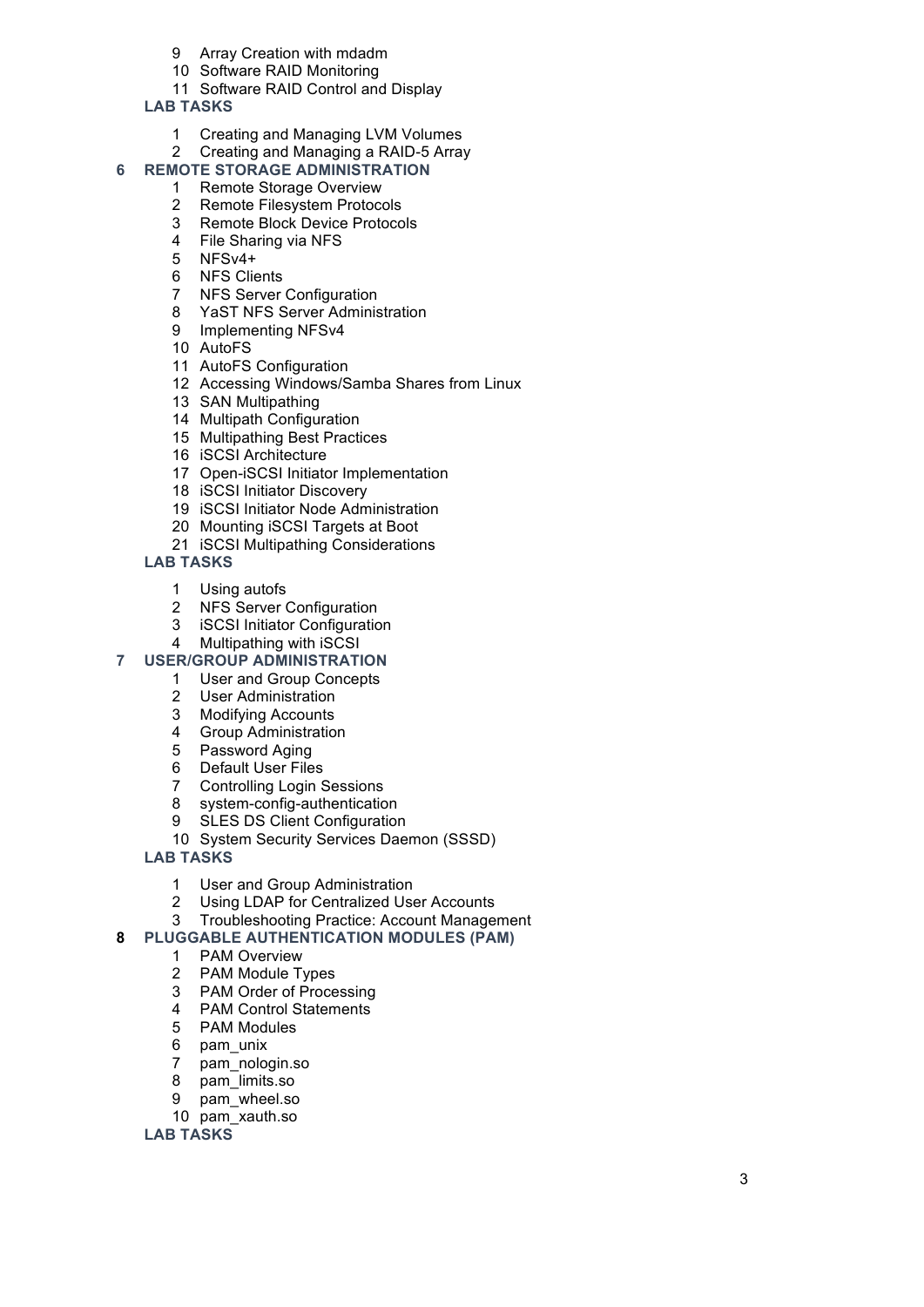9 Array Creation with mdadm
10 Software RAID Monitoring
11 Software RAID Control and Display

**LAB TASKS**

1 Creating and Managing LVM Volumes
2 Creating and Managing a RAID-5 Array

## 6 REMOTE STORAGE ADMINISTRATION

1 Remote Storage Overview
2 Remote Filesystem Protocols
3 Remote Block Device Protocols
4 File Sharing via NFS
5 NFSv4+
6 NFS Clients
7 NFS Server Configuration
8 YaST NFS Server Administration
9 Implementing NFSv4
10 AutoFS
11 AutoFS Configuration
12 Accessing Windows/Samba Shares from Linux
13 SAN Multipathing
14 Multipath Configuration
15 Multipathing Best Practices
16 iSCSI Architecture
17 Open-iSCSI Initiator Implementation
18 iSCSI Initiator Discovery
19 iSCSI Initiator Node Administration
20 Mounting iSCSI Targets at Boot
21 iSCSI Multipathing Considerations

**LAB TASKS**

1 Using autofs
2 NFS Server Configuration
3 iSCSI Initiator Configuration
4 Multipathing with iSCSI

## 7 USER/GROUP ADMINISTRATION

1 User and Group Concepts
2 User Administration
3 Modifying Accounts
4 Group Administration
5 Password Aging
6 Default User Files
7 Controlling Login Sessions
8 system-config-authentication
9 SLES DS Client Configuration
10 System Security Services Daemon (SSSD)

**LAB TASKS**

1 User and Group Administration
2 Using LDAP for Centralized User Accounts
3 Troubleshooting Practice: Account Management

## 8 PLUGGABLE AUTHENTICATION MODULES (PAM)

1 PAM Overview
2 PAM Module Types
3 PAM Order of Processing
4 PAM Control Statements
5 PAM Modules
6 pam_unix
7 pam_nologin.so
8 pam_limits.so
9 pam_wheel.so
10 pam_xauth.so

**LAB TASKS**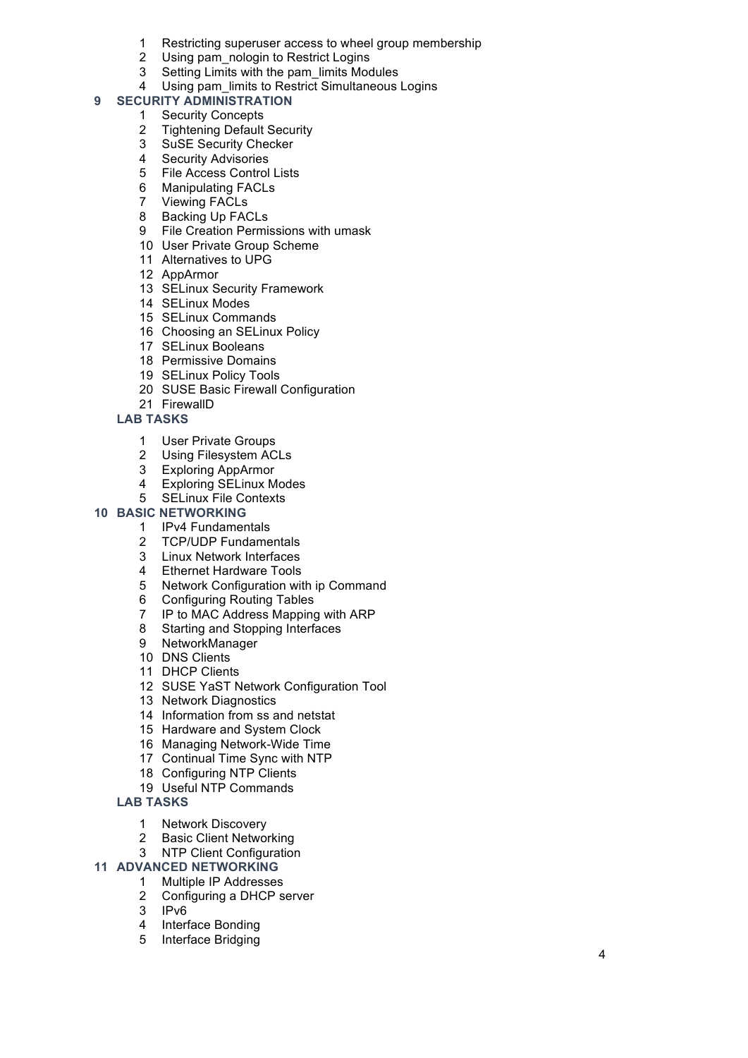1. Restricting superuser access to wheel group membership
2. Using pam_nologin to Restrict Logins
3. Setting Limits with the pam_limits Modules
4. Using pam_limits to Restrict Simultaneous Logins

## 9 SECURITY ADMINISTRATION

1. Security Concepts
2. Tightening Default Security
3. SuSE Security Checker
4. Security Advisories
5. File Access Control Lists
6. Manipulating FACLs
7. Viewing FACLs
8. Backing Up FACLs
9. File Creation Permissions with umask
10. User Private Group Scheme
11. Alternatives to UPG
12. AppArmor
13. SELinux Security Framework
14. SELinux Modes
15. SELinux Commands
16. Choosing an SELinux Policy
17. SELinux Booleans
18. Permissive Domains
19. SELinux Policy Tools
20. SUSE Basic Firewall Configuration
21. FirewallD

### LAB TASKS

1. User Private Groups
2. Using Filesystem ACLs
3. Exploring AppArmor
4. Exploring SELinux Modes
5. SELinux File Contexts

## 10 BASIC NETWORKING

1. IPv4 Fundamentals
2. TCP/UDP Fundamentals
3. Linux Network Interfaces
4. Ethernet Hardware Tools
5. Network Configuration with ip Command
6. Configuring Routing Tables
7. IP to MAC Address Mapping with ARP
8. Starting and Stopping Interfaces
9. NetworkManager
10. DNS Clients
11. DHCP Clients
12. SUSE YaST Network Configuration Tool
13. Network Diagnostics
14. Information from ss and netstat
15. Hardware and System Clock
16. Managing Network-Wide Time
17. Continual Time Sync with NTP
18. Configuring NTP Clients
19. Useful NTP Commands

### LAB TASKS

1. Network Discovery
2. Basic Client Networking
3. NTP Client Configuration

## 11 ADVANCED NETWORKING

1. Multiple IP Addresses
2. Configuring a DHCP server
3. IPv6
4. Interface Bonding
5. Interface Bridging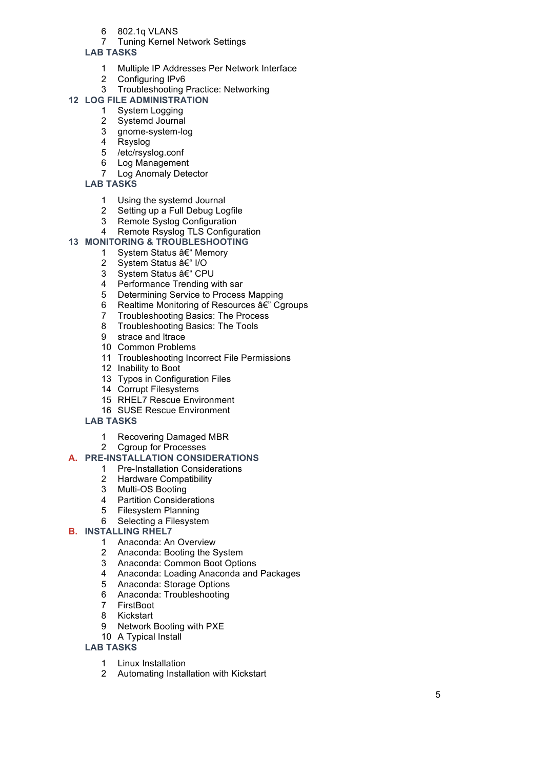6 802.1q VLANS
7 Tuning Kernel Network Settings

**LAB TASKS**

1 Multiple IP Addresses Per Network Interface
2 Configuring IPv6
3 Troubleshooting Practice: Networking

## 12 LOG FILE ADMINISTRATION

1 System Logging
2 Systemd Journal
3 gnome-system-log
4 Rsyslog
5 /etc/rsyslog.conf
6 Log Management
7 Log Anomaly Detector

**LAB TASKS**

1 Using the systemd Journal
2 Setting up a Full Debug Logfile
3 Remote Syslog Configuration
4 Remote Rsyslog TLS Configuration

## 13 MONITORING & TROUBLESHOOTING

1 System Status â€“ Memory
2 System Status â€“ I/O
3 System Status â€“ CPU
4 Performance Trending with sar
5 Determining Service to Process Mapping
6 Realtime Monitoring of Resources â€” Cgroups
7 Troubleshooting Basics: The Process
8 Troubleshooting Basics: The Tools
9 strace and ltrace
10 Common Problems
11 Troubleshooting Incorrect File Permissions
12 Inability to Boot
13 Typos in Configuration Files
14 Corrupt Filesystems
15 RHEL7 Rescue Environment
16 SUSE Rescue Environment

**LAB TASKS**

1 Recovering Damaged MBR
2 Cgroup for Processes

## A. PRE-INSTALLATION CONSIDERATIONS

1 Pre-Installation Considerations
2 Hardware Compatibility
3 Multi-OS Booting
4 Partition Considerations
5 Filesystem Planning
6 Selecting a Filesystem

## B. INSTALLING RHEL7

1 Anaconda: An Overview
2 Anaconda: Booting the System
3 Anaconda: Common Boot Options
4 Anaconda: Loading Anaconda and Packages
5 Anaconda: Storage Options
6 Anaconda: Troubleshooting
7 FirstBoot
8 Kickstart
9 Network Booting with PXE
10 A Typical Install

**LAB TASKS**

1 Linux Installation
2 Automating Installation with Kickstart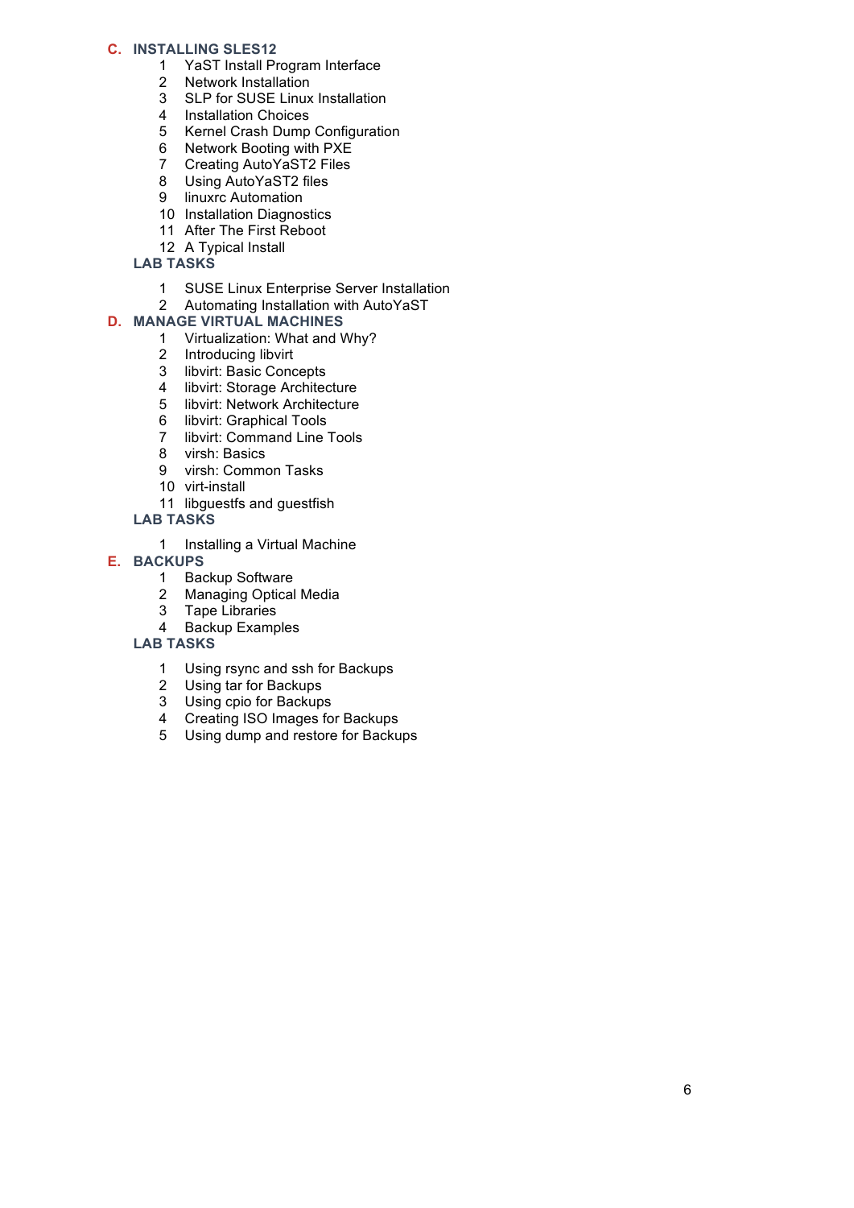## C. INSTALLING SLES12

1. YaST Install Program Interface
2. Network Installation
3. SLP for SUSE Linux Installation
4. Installation Choices
5. Kernel Crash Dump Configuration
6. Network Booting with PXE
7. Creating AutoYaST2 Files
8. Using AutoYaST2 files
9. linuxrc Automation
10. Installation Diagnostics
11. After The First Reboot
12. A Typical Install

### LAB TASKS

1. SUSE Linux Enterprise Server Installation
2. Automating Installation with AutoYaST

## D. MANAGE VIRTUAL MACHINES

1. Virtualization: What and Why?
2. Introducing libvirt
3. libvirt: Basic Concepts
4. libvirt: Storage Architecture
5. libvirt: Network Architecture
6. libvirt: Graphical Tools
7. libvirt: Command Line Tools
8. virsh: Basics
9. virsh: Common Tasks
10. virt-install
11. libguestfs and guestfish

### LAB TASKS

1. Installing a Virtual Machine

## E. BACKUPS

1. Backup Software
2. Managing Optical Media
3. Tape Libraries
4. Backup Examples

### LAB TASKS

1. Using rsync and ssh for Backups
2. Using tar for Backups
3. Using cpio for Backups
4. Creating ISO Images for Backups
5. Using dump and restore for Backups